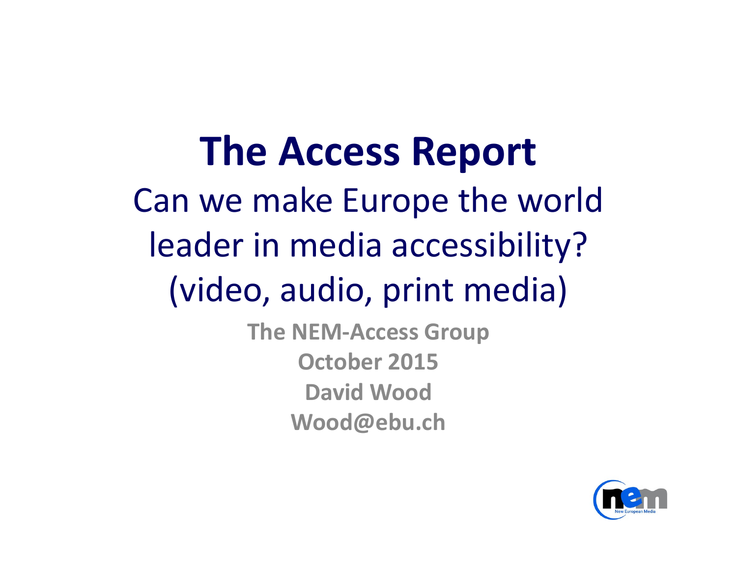# The Access Report

## Can we make Europe the world leader in media accessibility? (video, audio, print media)

**The NEM-Access Group**

**October 2015**

**David Wood**

**Wood@ebu.ch**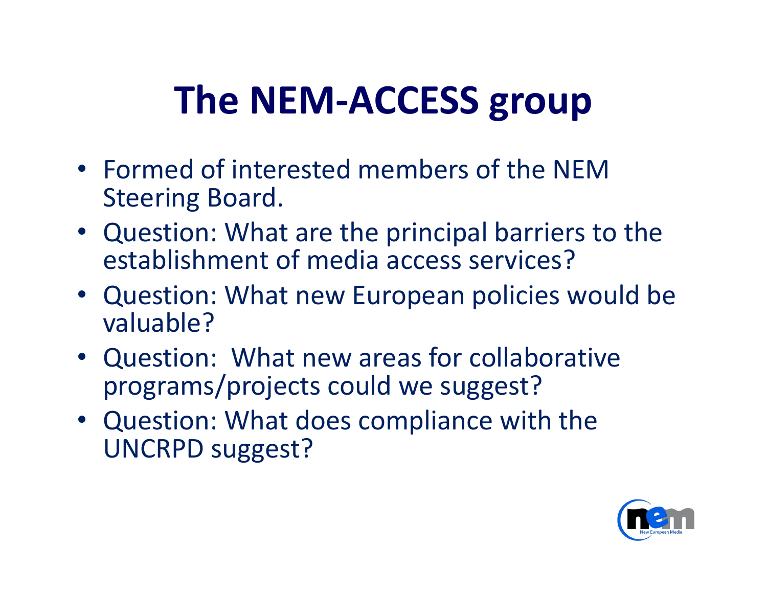# The NEM-ACCESS group

- Formed of interested members of the NEM Steering Board.
- Question: What are the principal barriers to the establishment of media access services?
- Question: What new European policies would be valuable?
- Question: What new areas for collaborative programs/projects could we suggest?
- Question: What does compliance with the UNCRPD suggest?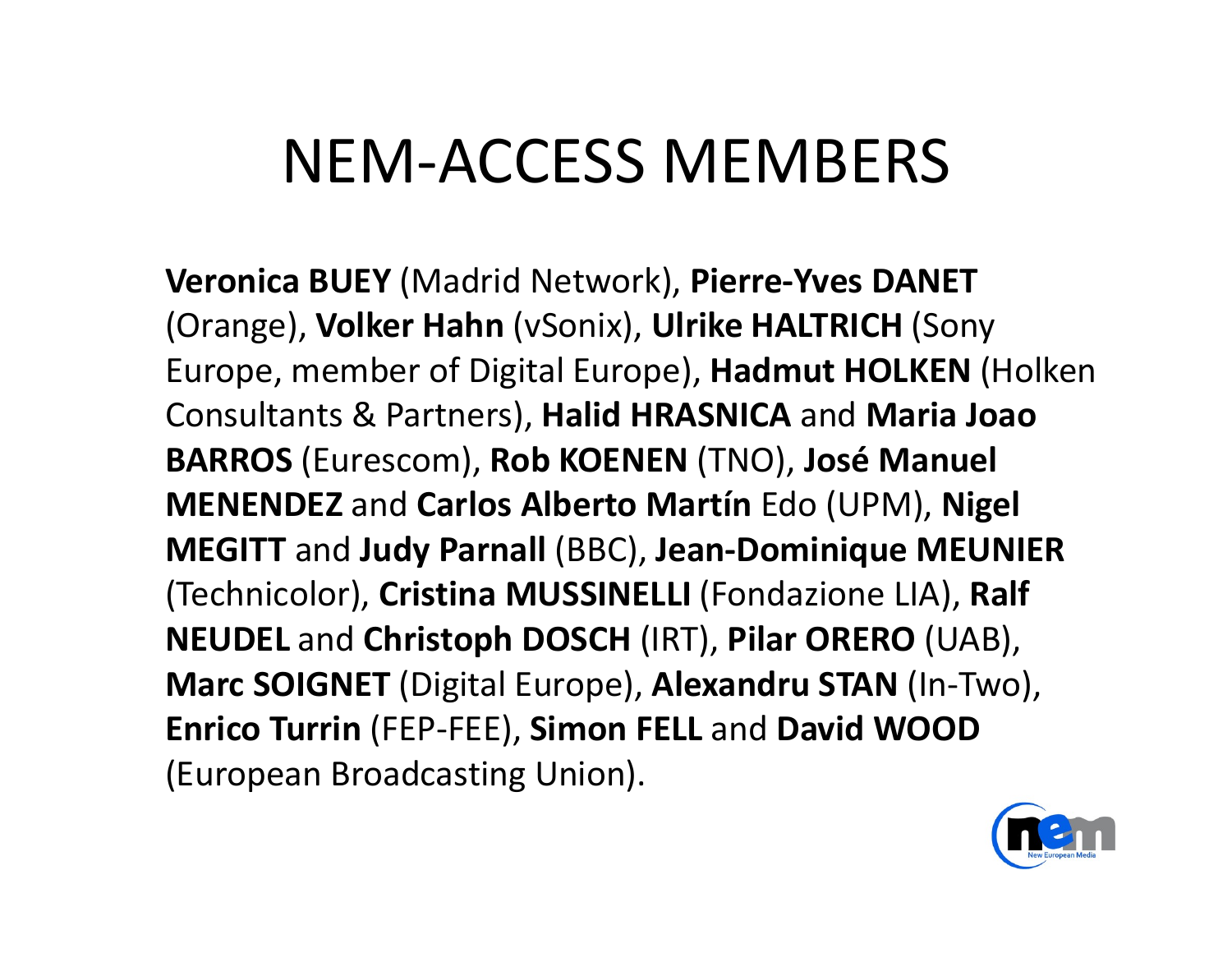# NEM-ACCESS MEMBERS

**Veronica BUEY** (Madrid Network), **Pierre-Yves DANET** (Orange), **Volker Hahn** (vSonix), **Ulrike HALTRICH** (Sony Europe, member of Digital Europe), **Hadmut HOLKEN** (Holken Consultants & Partners), **Halid HRASNICA** and **Maria Joao BARROS** (Eurescom), **Rob KOENEN** (TNO), **José Manuel MENENDEZ** and **Carlos Alberto Martín** Edo (UPM), **Nigel MEGITT** and **Judy Parnall** (BBC), **Jean-Dominique MEUNIER** (Technicolor), **Cristina MUSSINELLI** (Fondazione LIA), **Ralf NEUDEL** and **Christoph DOSCH** (IRT), **Pilar ORERO** (UAB), **Marc SOIGNET** (Digital Europe), **Alexandru STAN** (In-Two), **Enrico Turrin** (FEP-FEE), **Simon FELL** and **David WOOD** (European Broadcasting Union).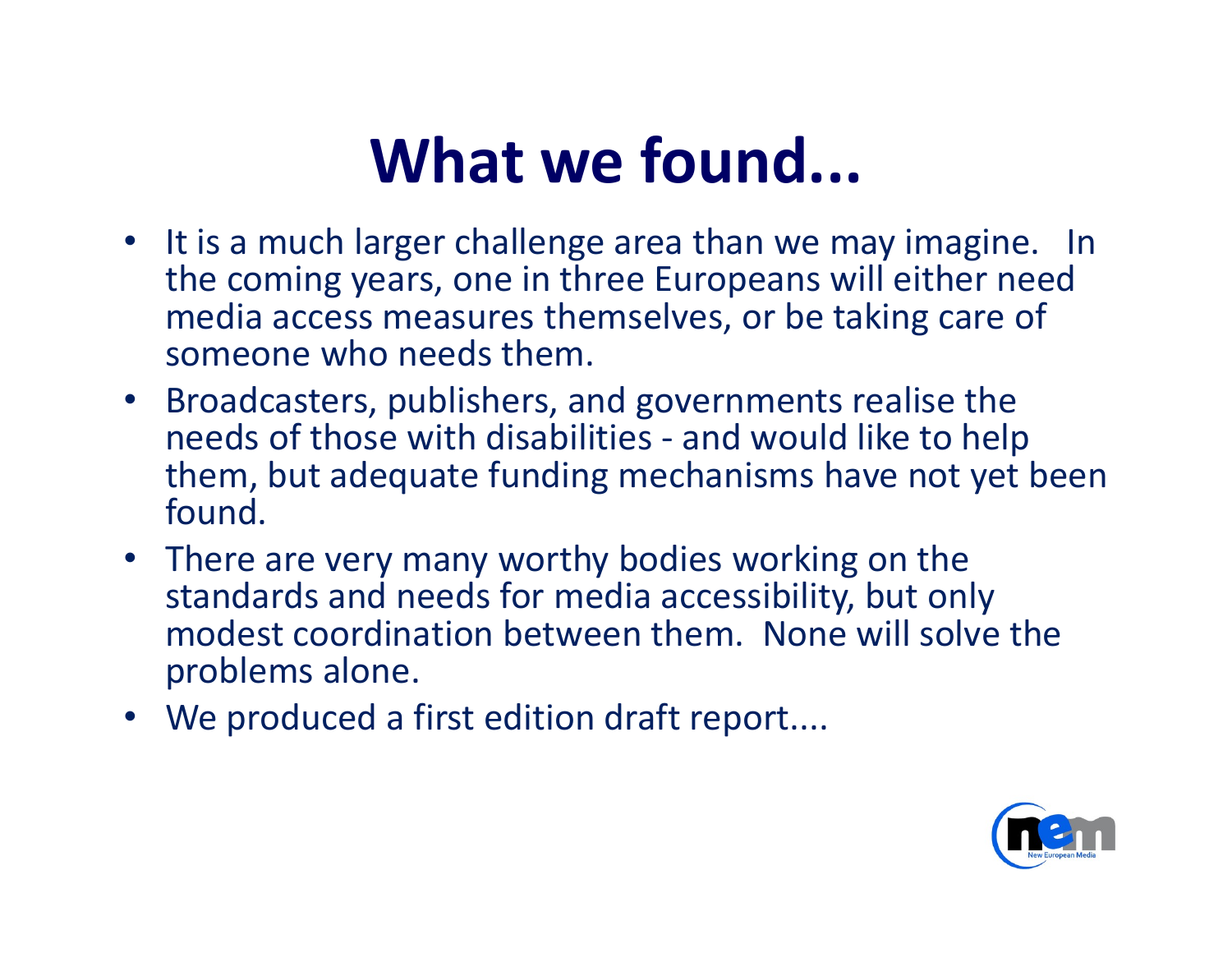# What we found...

- It is a much larger challenge area than we may imagine. In the coming years, one in three Europeans will either need media access measures themselves, or be taking care of someone who needs them.
- Broadcasters, publishers, and governments realise the needs of those with disabilities - and would like to help them, but adequate funding mechanisms have not yet been found.
- There are very many worthy bodies working on the standards and needs for media accessibility, but only modest coordination between them. None will solve the problems alone.
- We produced a first edition draft report....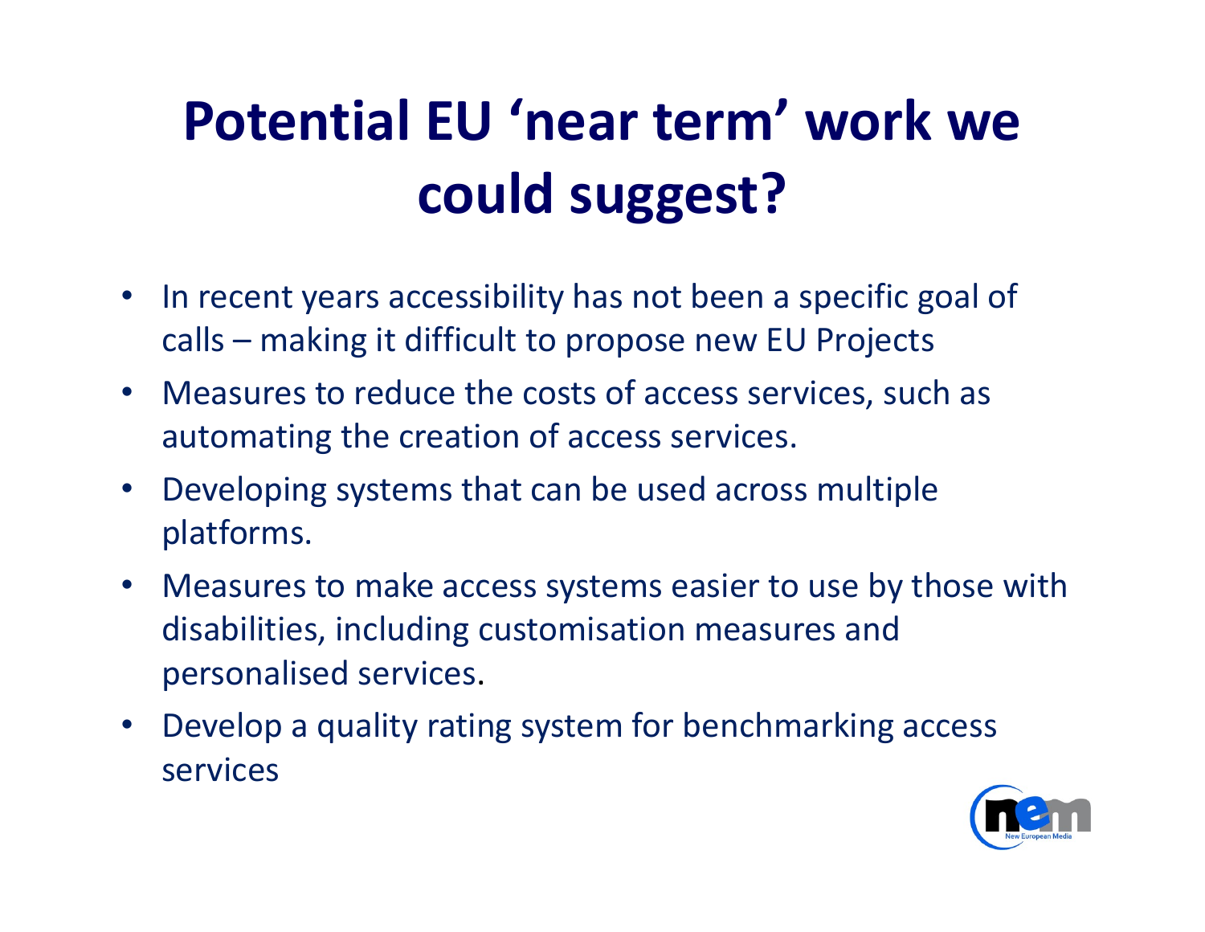# Potential EU 'near term' work we could suggest?

- In recent years accessibility has not been a specific goal of calls – making it difficult to propose new EU Projects
- Measures to reduce the costs of access services, such as automating the creation of access services.
- Developing systems that can be used across multiple platforms.
- Measures to make access systems easier to use by those with disabilities, including customisation measures and personalised services.
- Develop a quality rating system for benchmarking access services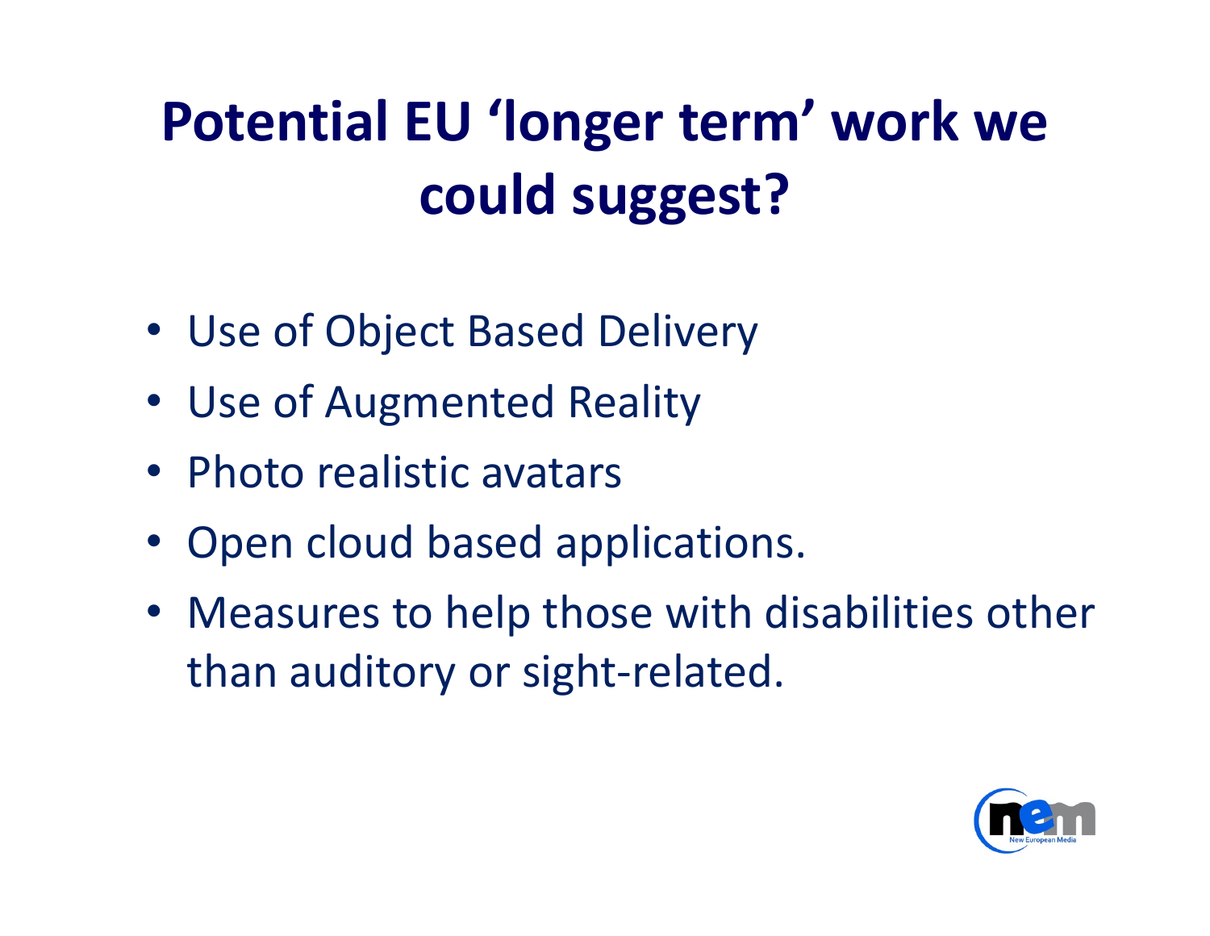# Potential EU 'longer term' work we could suggest?

- Use of Object Based Delivery
- Use of Augmented Reality
- Photo realistic avatars
- Open cloud based applications.
- Measures to help those with disabilities other than auditory or sight-related.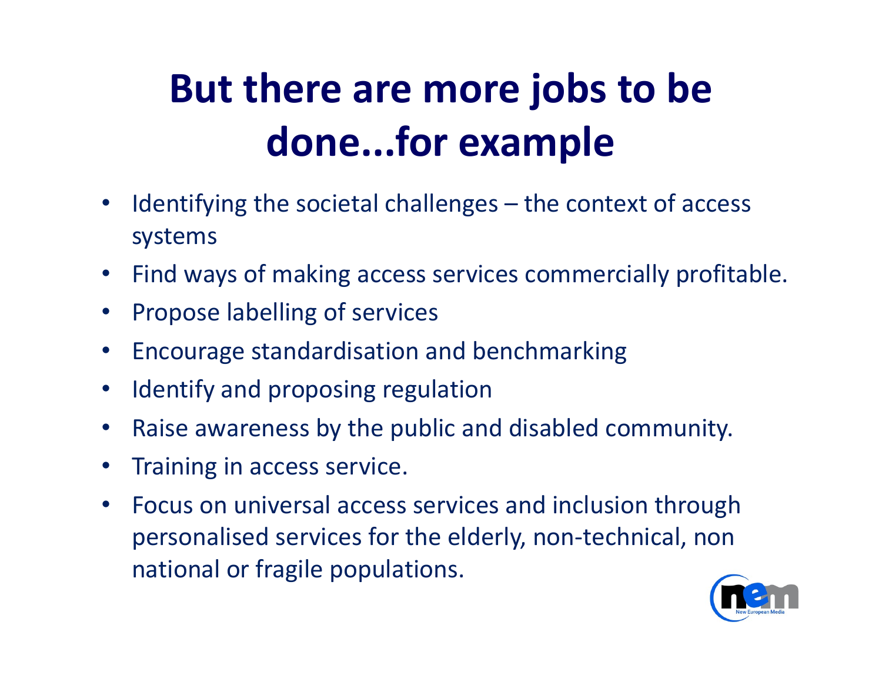# But there are more jobs to be done...for example

- Identifying the societal challenges – the context of access systems
- Find ways of making access services commercially profitable.
- Propose labelling of services
- Encourage standardisation and benchmarking
- Identify and proposing regulation
- Raise awareness by the public and disabled community.
- Training in access service.
- Focus on universal access services and inclusion through personalised services for the elderly, non-technical, non national or fragile populations.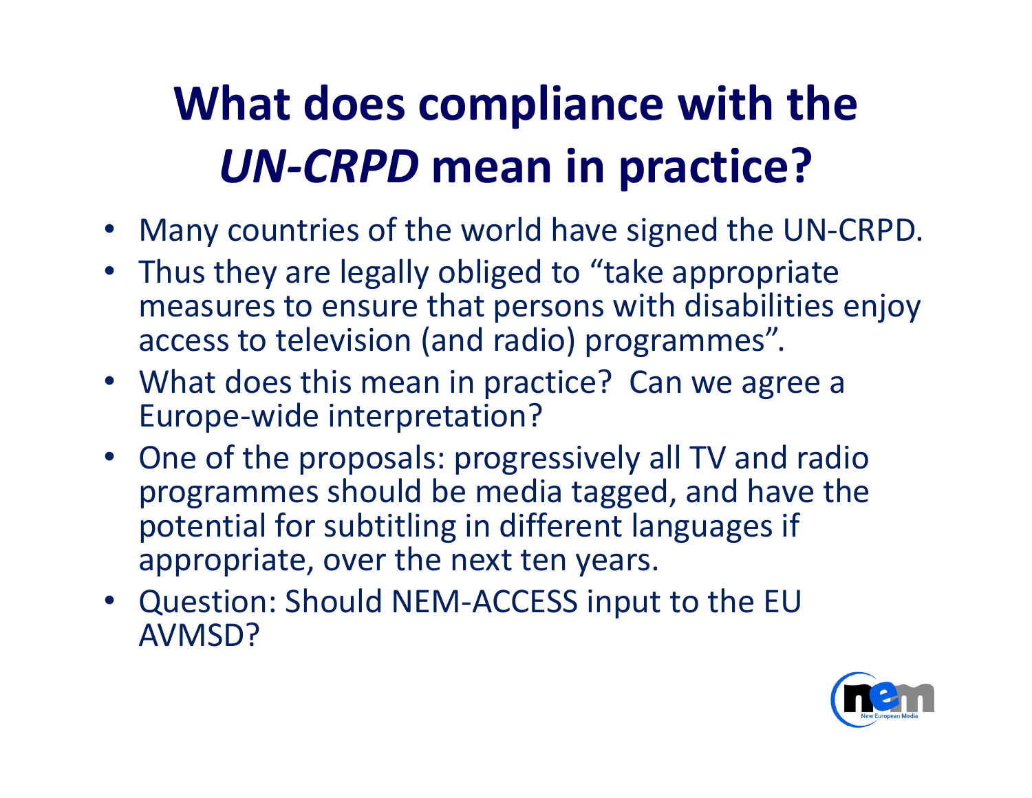# What does compliance with the *UN-CRPD* mean in practice?

- Many countries of the world have signed the UN-CRPD.
- Thus they are legally obliged to “take appropriate measures to ensure that persons with disabilities enjoy access to television (and radio) programmes”.
- What does this mean in practice? Can we agree a Europe-wide interpretation?
- One of the proposals: progressively all TV and radio programmes should be media tagged, and have the potential for subtitling in different languages if appropriate, over the next ten years.
- Question: Should NEM-ACCESS input to the EU AVMSD?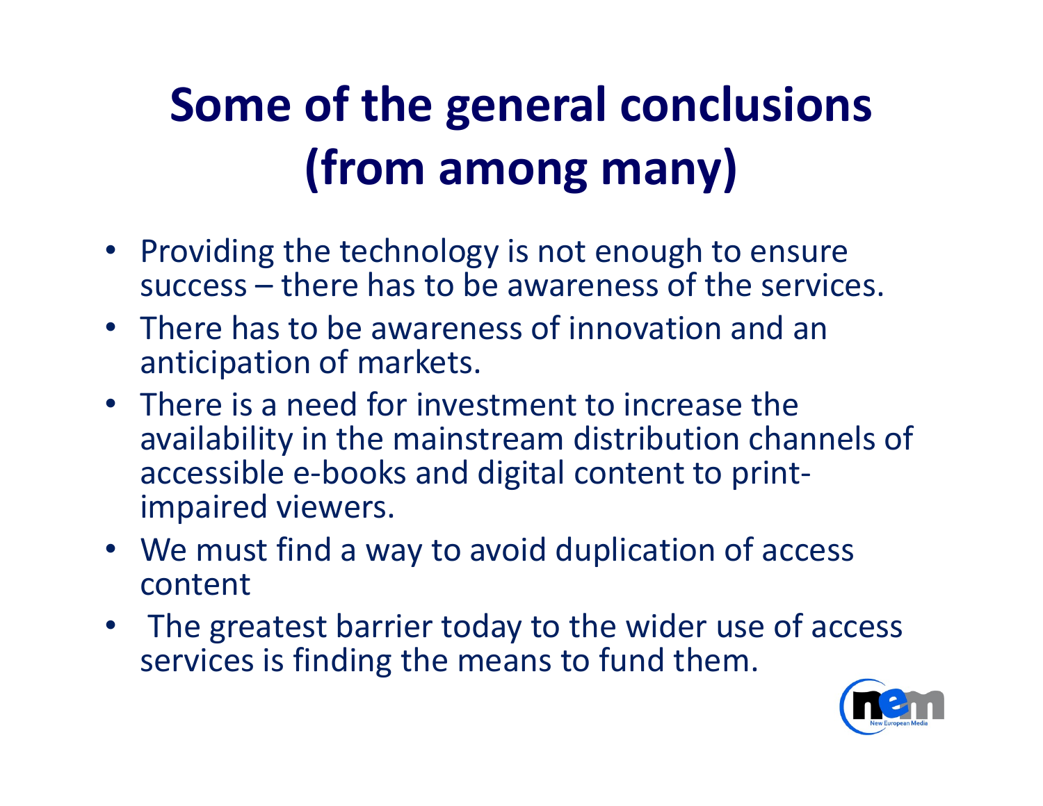# Some of the general conclusions (from among many)

- Providing the technology is not enough to ensure success – there has to be awareness of the services.
- There has to be awareness of innovation and an anticipation of markets.
- There is a need for investment to increase the availability in the mainstream distribution channels of accessible e-books and digital content to print-impaired viewers.
- We must find a way to avoid duplication of access content
- The greatest barrier today to the wider use of access services is finding the means to fund them.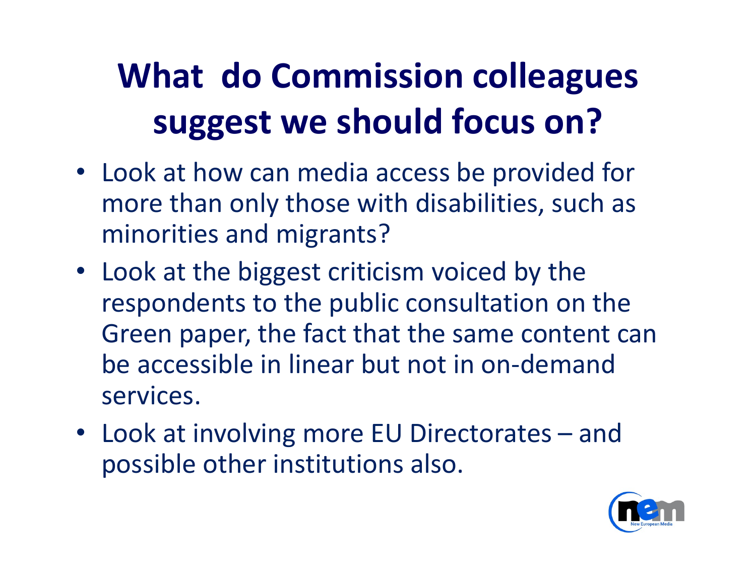# What do Commission colleagues suggest we should focus on?

- Look at how can media access be provided for more than only those with disabilities, such as minorities and migrants?
- Look at the biggest criticism voiced by the respondents to the public consultation on the Green paper, the fact that the same content can be accessible in linear but not in on-demand services.
- Look at involving more EU Directorates – and possible other institutions also.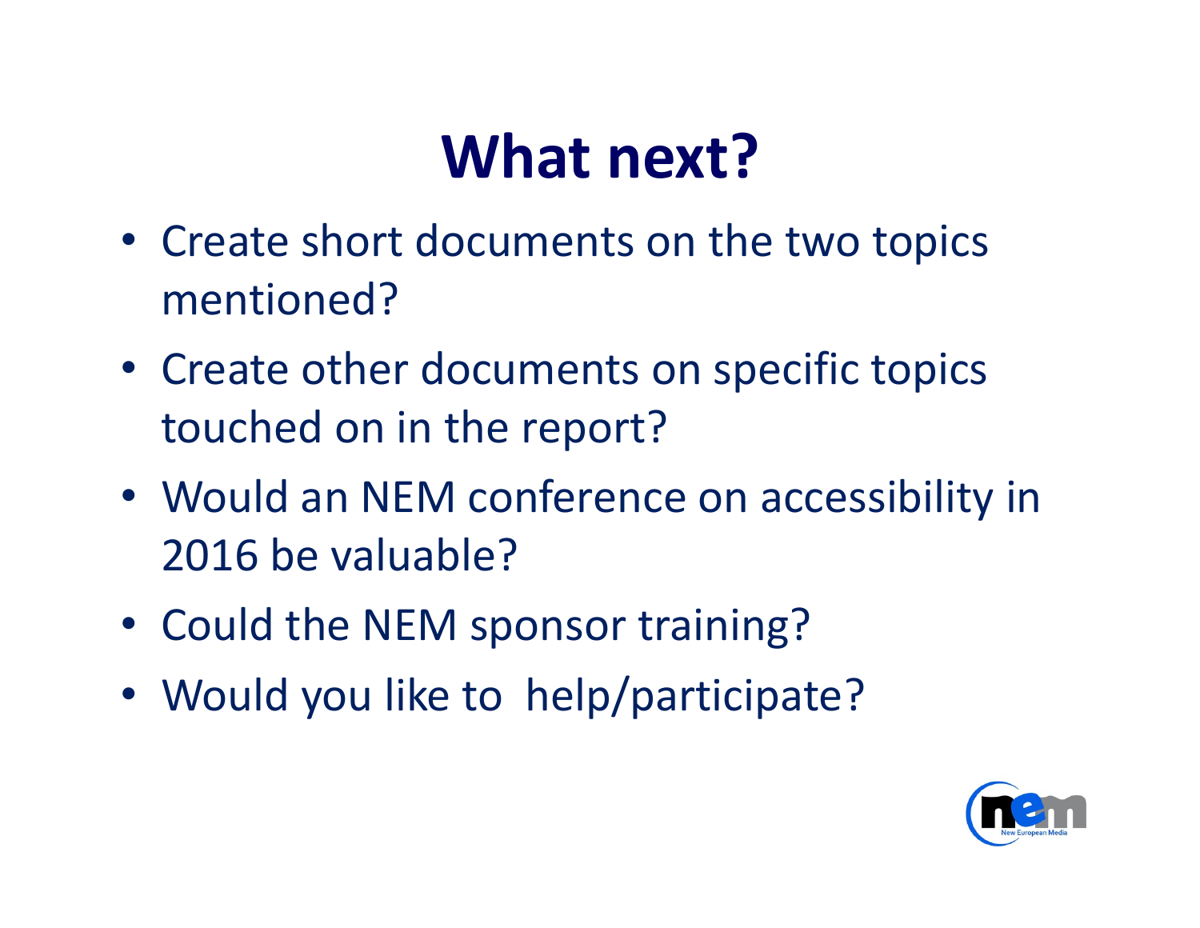# What next?

- Create short documents on the two topics mentioned?
- Create other documents on specific topics touched on in the report?
- Would an NEM conference on accessibility in 2016 be valuable?
- Could the NEM sponsor training?
- Would you like to help/participate?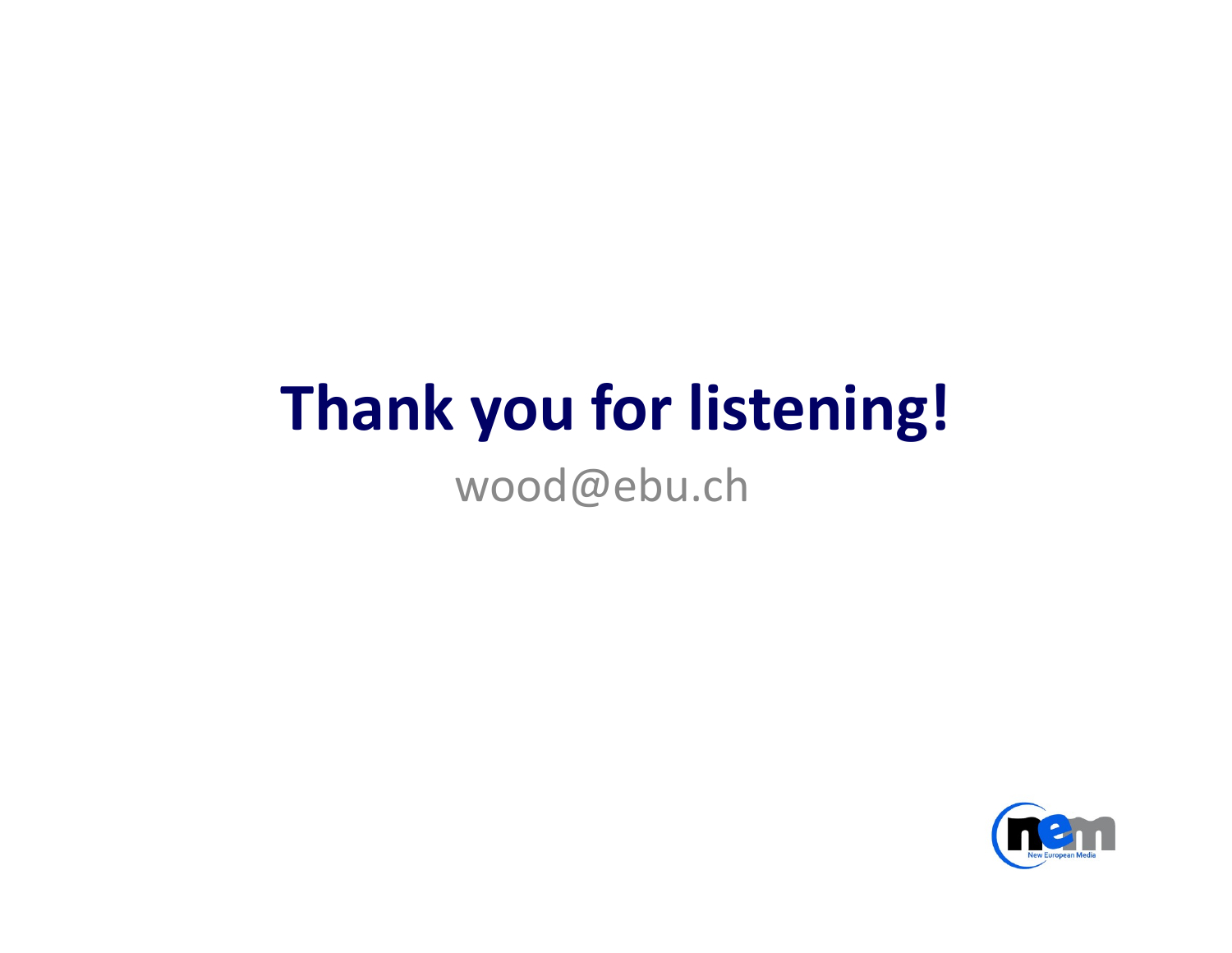# Thank you for listening!

wood@ebu.ch